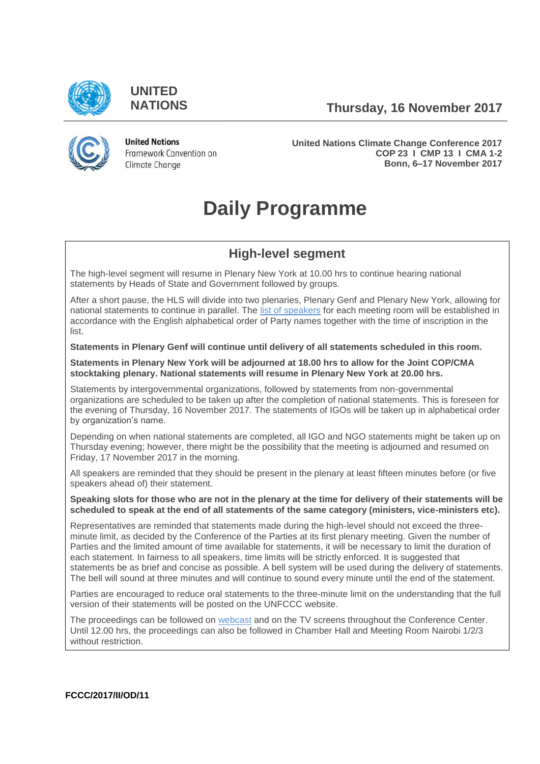UNITED NATIONS

**Thursday, 16 November 2017**

United Nations Framework Convention on Climate Change

**United Nations Climate Change Conference 2017**
**COP 23 I CMP 13 I CMA 1-2**
**Bonn, 6–17 November 2017**

# Daily Programme

## High-level segment

The high-level segment will resume in Plenary New York at 10.00 hrs to continue hearing national statements by Heads of State and Government followed by groups.

After a short pause, the HLS will divide into two plenaries, Plenary Genf and Plenary New York, allowing for national statements to continue in parallel. The list of speakers for each meeting room will be established in accordance with the English alphabetical order of Party names together with the time of inscription in the list.

**Statements in Plenary Genf will continue until delivery of all statements scheduled in this room.**

**Statements in Plenary New York will be adjourned at 18.00 hrs to allow for the Joint COP/CMA stocktaking plenary. National statements will resume in Plenary New York at 20.00 hrs.**

Statements by intergovernmental organizations, followed by statements from non-governmental organizations are scheduled to be taken up after the completion of national statements. This is foreseen for the evening of Thursday, 16 November 2017. The statements of IGOs will be taken up in alphabetical order by organization's name.

Depending on when national statements are completed, all IGO and NGO statements might be taken up on Thursday evening; however, there might be the possibility that the meeting is adjourned and resumed on Friday, 17 November 2017 in the morning.

All speakers are reminded that they should be present in the plenary at least fifteen minutes before (or five speakers ahead of) their statement.

**Speaking slots for those who are not in the plenary at the time for delivery of their statements will be scheduled to speak at the end of all statements of the same category (ministers, vice-ministers etc).**

Representatives are reminded that statements made during the high-level should not exceed the three-minute limit, as decided by the Conference of the Parties at its first plenary meeting. Given the number of Parties and the limited amount of time available for statements, it will be necessary to limit the duration of each statement. In fairness to all speakers, time limits will be strictly enforced. It is suggested that statements be as brief and concise as possible. A bell system will be used during the delivery of statements. The bell will sound at three minutes and will continue to sound every minute until the end of the statement.

Parties are encouraged to reduce oral statements to the three-minute limit on the understanding that the full version of their statements will be posted on the UNFCCC website.

The proceedings can be followed on webcast and on the TV screens throughout the Conference Center. Until 12.00 hrs, the proceedings can also be followed in Chamber Hall and Meeting Room Nairobi 1/2/3 without restriction.

**FCCC/2017/II/OD/11**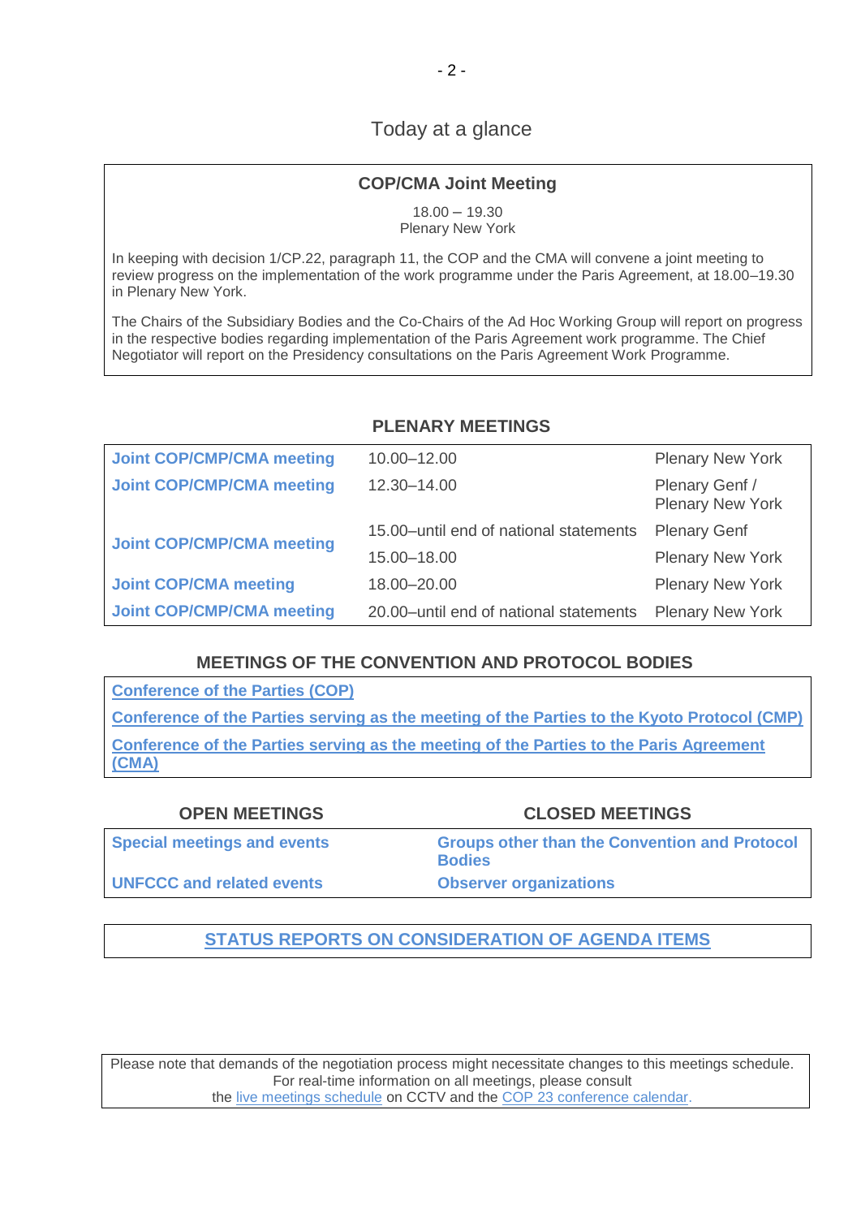## Today at a glance

### COP/CMA Joint Meeting

18.00 – 19.30
Plenary New York

In keeping with decision 1/CP.22, paragraph 11, the COP and the CMA will convene a joint meeting to review progress on the implementation of the work programme under the Paris Agreement, at 18.00–19.30 in Plenary New York.

The Chairs of the Subsidiary Bodies and the Co-Chairs of the Ad Hoc Working Group will report on progress in the respective bodies regarding implementation of the Paris Agreement work programme. The Chief Negotiator will report on the Presidency consultations on the Paris Agreement Work Programme.

### PLENARY MEETINGS

| | | |
|---|---|---|
| **Joint COP/CMP/CMA meeting** | 10.00–12.00 | Plenary New York |
| **Joint COP/CMP/CMA meeting** | 12.30–14.00 | Plenary Genf / Plenary New York |
| **Joint COP/CMP/CMA meeting** | 15.00–until end of national statements | Plenary Genf |
| | 15.00–18.00 | Plenary New York |
| **Joint COP/CMA meeting** | 18.00–20.00 | Plenary New York |
| **Joint COP/CMP/CMA meeting** | 20.00–until end of national statements | Plenary New York |

### MEETINGS OF THE CONVENTION AND PROTOCOL BODIES

Conference of the Parties (COP)

Conference of the Parties serving as the meeting of the Parties to the Kyoto Protocol (CMP)

Conference of the Parties serving as the meeting of the Parties to the Paris Agreement (CMA)

| OPEN MEETINGS | CLOSED MEETINGS |
|---|---|
| **Special meetings and events** | **Groups other than the Convention and Protocol Bodies** |
| **UNFCCC and related events** | **Observer organizations** |

### STATUS REPORTS ON CONSIDERATION OF AGENDA ITEMS

Please note that demands of the negotiation process might necessitate changes to this meetings schedule. For real-time information on all meetings, please consult the live meetings schedule on CCTV and the COP 23 conference calendar.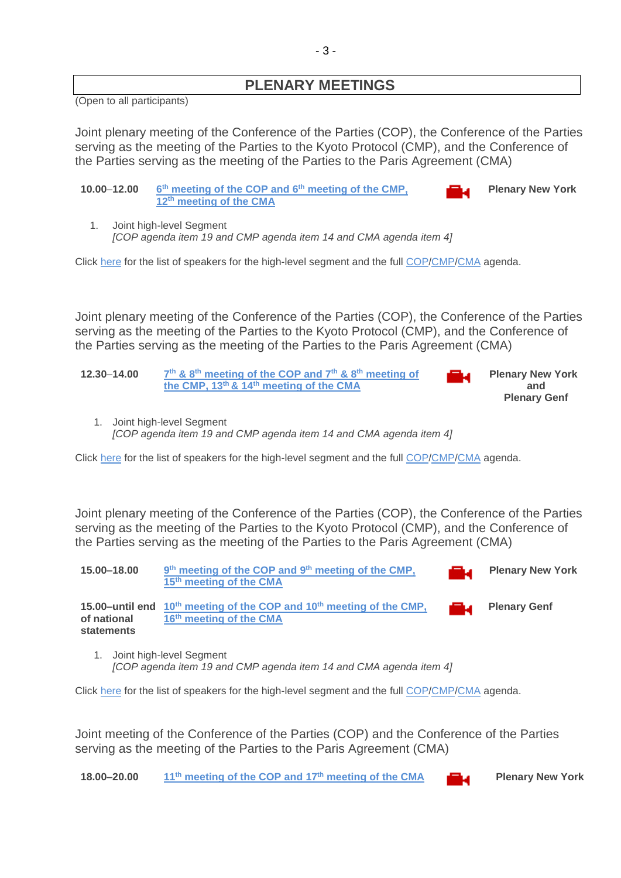## PLENARY MEETINGS

(Open to all participants)

Joint plenary meeting of the Conference of the Parties (COP), the Conference of the Parties serving as the meeting of the Parties to the Kyoto Protocol (CMP), and the Conference of the Parties serving as the meeting of the Parties to the Paris Agreement (CMA)

| | | |
|---|---|---|
| **10.00–12.00** | **6th meeting of the COP and 6th meeting of the CMP, 12th meeting of the CMA** | **Plenary New York** |

1. Joint high-level Segment
   *[COP agenda item 19 and CMP agenda item 14 and CMA agenda item 4]*

Click here for the list of speakers for the high-level segment and the full COP/CMP/CMA agenda.

Joint plenary meeting of the Conference of the Parties (COP), the Conference of the Parties serving as the meeting of the Parties to the Kyoto Protocol (CMP), and the Conference of the Parties serving as the meeting of the Parties to the Paris Agreement (CMA)

| | | |
|---|---|---|
| **12.30–14.00** | **7th & 8th meeting of the COP and 7th & 8th meeting of the CMP, 13th & 14th meeting of the CMA** | **Plenary New York and Plenary Genf** |

1. Joint high-level Segment
   *[COP agenda item 19 and CMP agenda item 14 and CMA agenda item 4]*

Click here for the list of speakers for the high-level segment and the full COP/CMP/CMA agenda.

Joint plenary meeting of the Conference of the Parties (COP), the Conference of the Parties serving as the meeting of the Parties to the Kyoto Protocol (CMP), and the Conference of the Parties serving as the meeting of the Parties to the Paris Agreement (CMA)

| | | |
|---|---|---|
| **15.00–18.00** | **9th meeting of the COP and 9th meeting of the CMP, 15th meeting of the CMA** | **Plenary New York** |
| **15.00–until end of national statements** | **10th meeting of the COP and 10th meeting of the CMP, 16th meeting of the CMA** | **Plenary Genf** |

1. Joint high-level Segment
   *[COP agenda item 19 and CMP agenda item 14 and CMA agenda item 4]*

Click here for the list of speakers for the high-level segment and the full COP/CMP/CMA agenda.

Joint meeting of the Conference of the Parties (COP) and the Conference of the Parties serving as the meeting of the Parties to the Paris Agreement (CMA)

| | | |
|---|---|---|
| **18.00–20.00** | **11th meeting of the COP and 17th meeting of the CMA** | **Plenary New York** |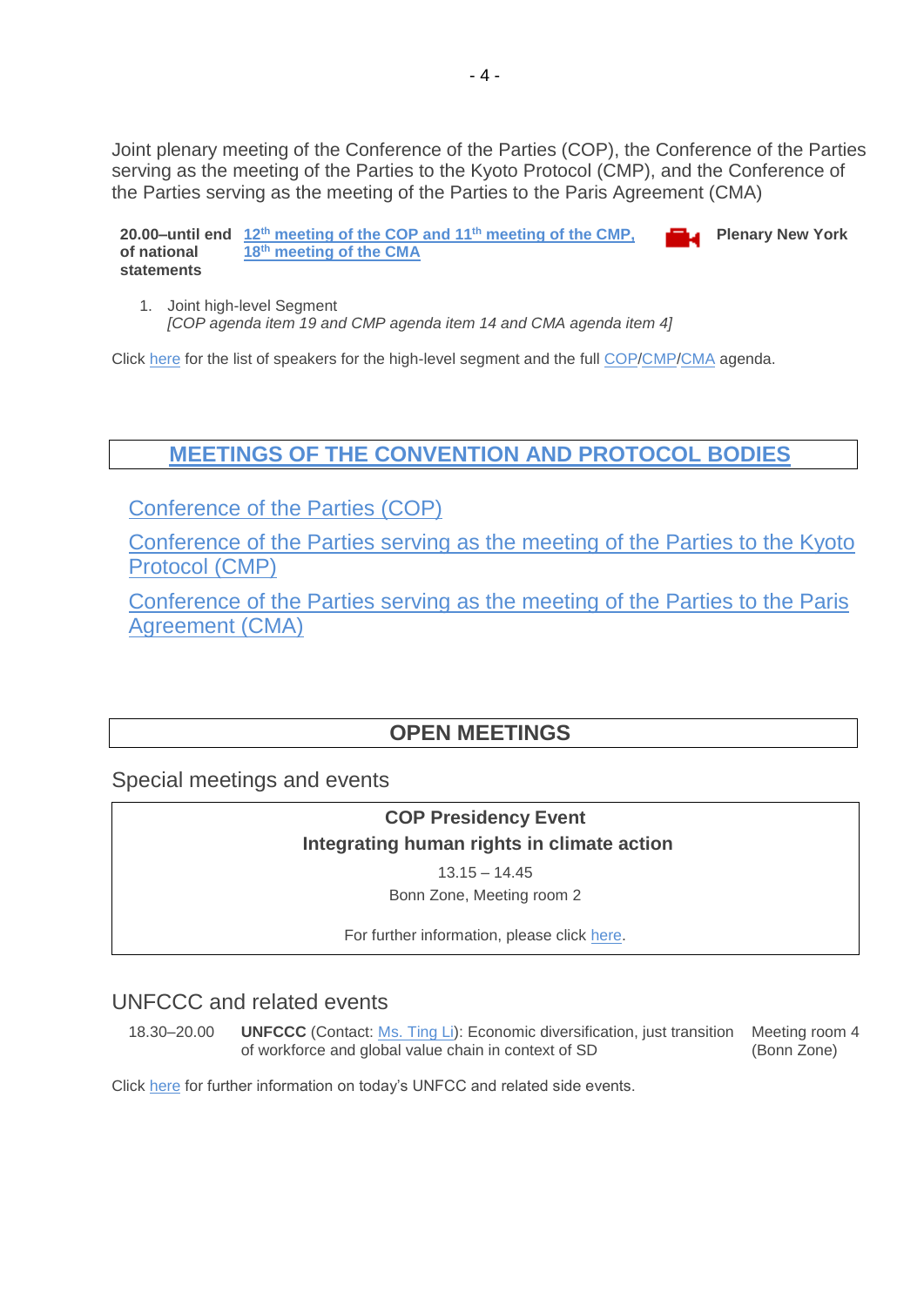Joint plenary meeting of the Conference of the Parties (COP), the Conference of the Parties serving as the meeting of the Parties to the Kyoto Protocol (CMP), and the Conference of the Parties serving as the meeting of the Parties to the Paris Agreement (CMA)

| | | |
|---|---|---|
| **20.00–until end of national statements** | **12th meeting of the COP and 11th meeting of the CMP, 18th meeting of the CMA** | **Plenary New York** |

1. Joint high-level Segment
   *[COP agenda item 19 and CMP agenda item 14 and CMA agenda item 4]*

Click here for the list of speakers for the high-level segment and the full COP/CMP/CMA agenda.

## MEETINGS OF THE CONVENTION AND PROTOCOL BODIES

Conference of the Parties (COP)

Conference of the Parties serving as the meeting of the Parties to the Kyoto Protocol (CMP)

Conference of the Parties serving as the meeting of the Parties to the Paris Agreement (CMA)

## OPEN MEETINGS

### Special meetings and events

**COP Presidency Event**

**Integrating human rights in climate action**

13.15 – 14.45

Bonn Zone, Meeting room 2

For further information, please click here.

### UNFCCC and related events

| | | |
|---|---|---|
| 18.30–20.00 | **UNFCCC** (Contact: Ms. Ting Li): Economic diversification, just transition of workforce and global value chain in context of SD | Meeting room 4 (Bonn Zone) |

Click here for further information on today's UNFCC and related side events.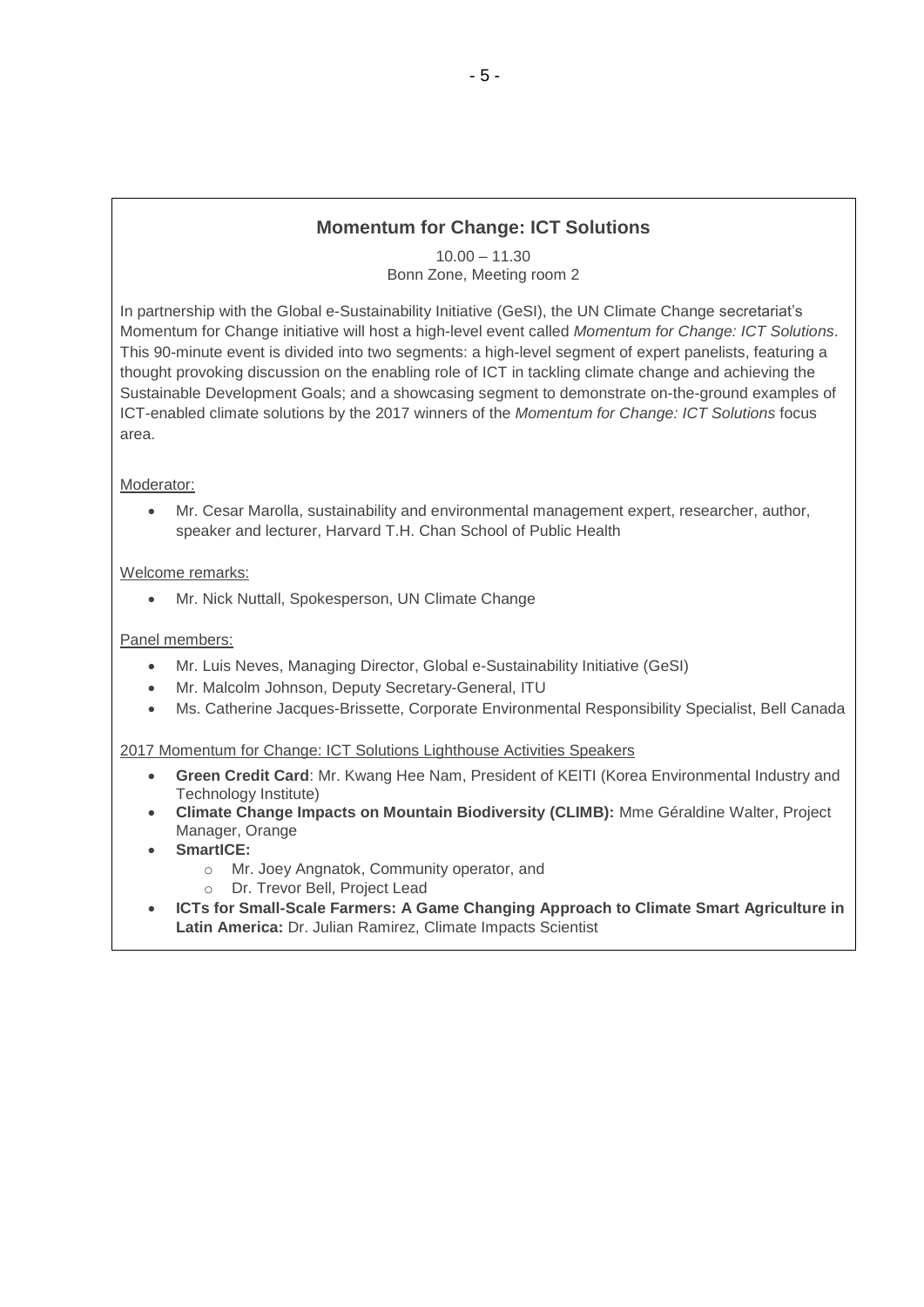## Momentum for Change: ICT Solutions

10.00 – 11.30
Bonn Zone, Meeting room 2

In partnership with the Global e-Sustainability Initiative (GeSI), the UN Climate Change secretariat's Momentum for Change initiative will host a high-level event called *Momentum for Change: ICT Solutions*. This 90-minute event is divided into two segments: a high-level segment of expert panelists, featuring a thought provoking discussion on the enabling role of ICT in tackling climate change and achieving the Sustainable Development Goals; and a showcasing segment to demonstrate on-the-ground examples of ICT-enabled climate solutions by the 2017 winners of the *Momentum for Change: ICT Solutions* focus area.

Moderator:

- Mr. Cesar Marolla, sustainability and environmental management expert, researcher, author, speaker and lecturer, Harvard T.H. Chan School of Public Health

Welcome remarks:

- Mr. Nick Nuttall, Spokesperson, UN Climate Change

Panel members:

- Mr. Luis Neves, Managing Director, Global e-Sustainability Initiative (GeSI)
- Mr. Malcolm Johnson, Deputy Secretary-General, ITU
- Ms. Catherine Jacques-Brissette, Corporate Environmental Responsibility Specialist, Bell Canada

2017 Momentum for Change: ICT Solutions Lighthouse Activities Speakers

- **Green Credit Card**: Mr. Kwang Hee Nam, President of KEITI (Korea Environmental Industry and Technology Institute)
- **Climate Change Impacts on Mountain Biodiversity (CLIMB):** Mme Géraldine Walter, Project Manager, Orange
- **SmartICE:**
  - Mr. Joey Angnatok, Community operator, and
  - Dr. Trevor Bell, Project Lead
- **ICTs for Small-Scale Farmers: A Game Changing Approach to Climate Smart Agriculture in Latin America:** Dr. Julian Ramirez, Climate Impacts Scientist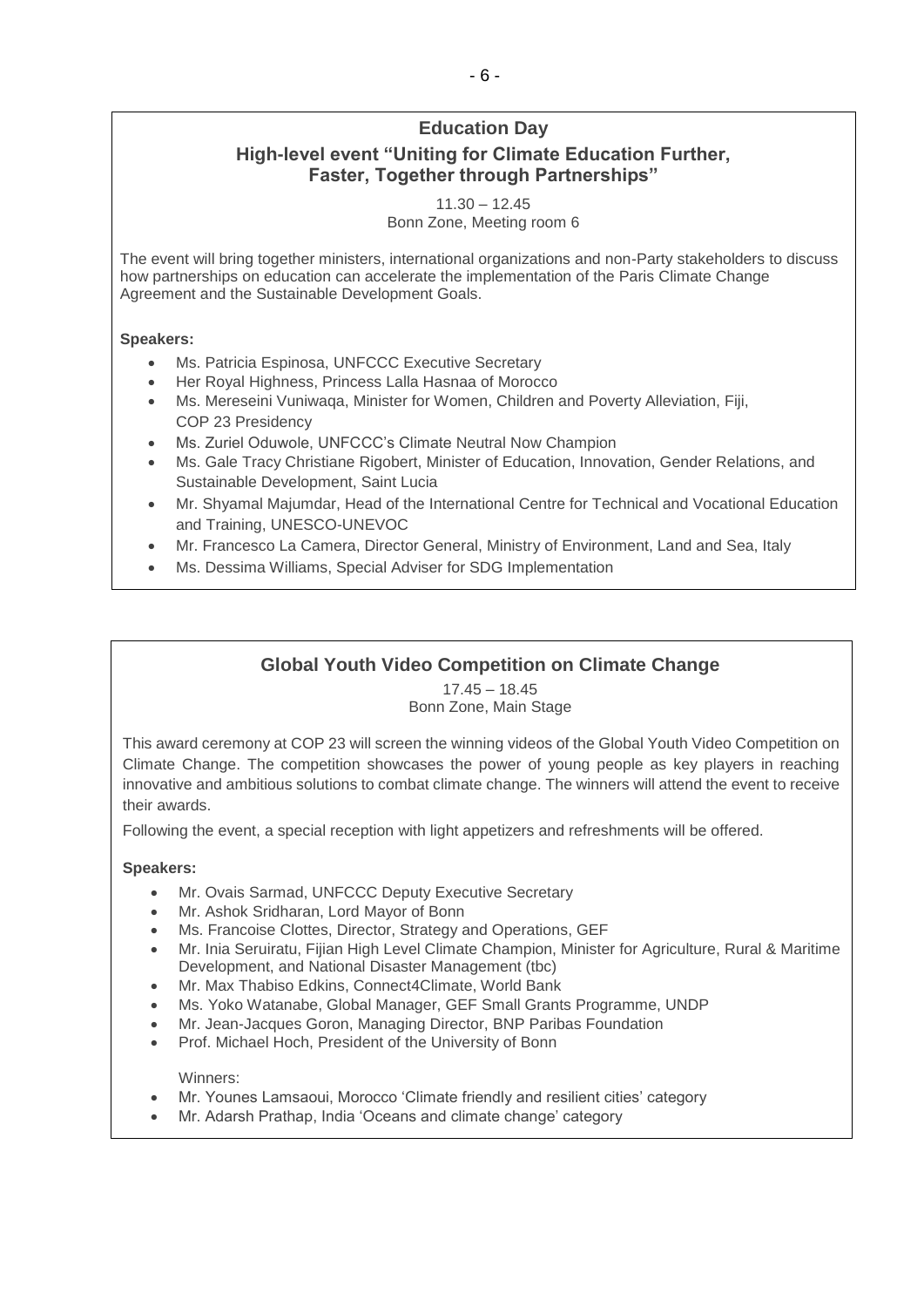## Education Day

### High-level event "Uniting for Climate Education Further, Faster, Together through Partnerships"

11.30 – 12.45
Bonn Zone, Meeting room 6

The event will bring together ministers, international organizations and non-Party stakeholders to discuss how partnerships on education can accelerate the implementation of the Paris Climate Change Agreement and the Sustainable Development Goals.

**Speakers:**

- Ms. Patricia Espinosa, UNFCCC Executive Secretary
- Her Royal Highness, Princess Lalla Hasnaa of Morocco
- Ms. Mereseini Vuniwaqa, Minister for Women, Children and Poverty Alleviation, Fiji, COP 23 Presidency
- Ms. Zuriel Oduwole, UNFCCC's Climate Neutral Now Champion
- Ms. Gale Tracy Christiane Rigobert, Minister of Education, Innovation, Gender Relations, and Sustainable Development, Saint Lucia
- Mr. Shyamal Majumdar, Head of the International Centre for Technical and Vocational Education and Training, UNESCO-UNEVOC
- Mr. Francesco La Camera, Director General, Ministry of Environment, Land and Sea, Italy
- Ms. Dessima Williams, Special Adviser for SDG Implementation

## Global Youth Video Competition on Climate Change

17.45 – 18.45
Bonn Zone, Main Stage

This award ceremony at COP 23 will screen the winning videos of the Global Youth Video Competition on Climate Change. The competition showcases the power of young people as key players in reaching innovative and ambitious solutions to combat climate change. The winners will attend the event to receive their awards.

Following the event, a special reception with light appetizers and refreshments will be offered.

**Speakers:**

- Mr. Ovais Sarmad, UNFCCC Deputy Executive Secretary
- Mr. Ashok Sridharan, Lord Mayor of Bonn
- Ms. Francoise Clottes, Director, Strategy and Operations, GEF
- Mr. Inia Seruiratu, Fijian High Level Climate Champion, Minister for Agriculture, Rural & Maritime Development, and National Disaster Management (tbc)
- Mr. Max Thabiso Edkins, Connect4Climate, World Bank
- Ms. Yoko Watanabe, Global Manager, GEF Small Grants Programme, UNDP
- Mr. Jean-Jacques Goron, Managing Director, BNP Paribas Foundation
- Prof. Michael Hoch, President of the University of Bonn

Winners:

- Mr. Younes Lamsaoui, Morocco 'Climate friendly and resilient cities' category
- Mr. Adarsh Prathap, India 'Oceans and climate change' category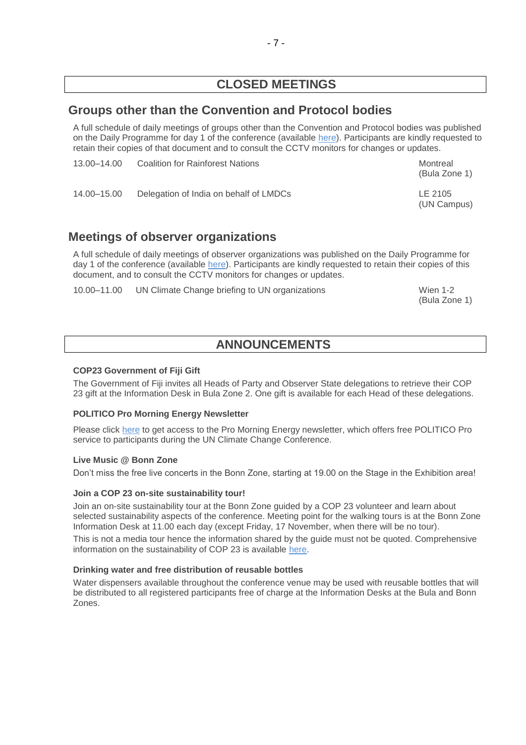## CLOSED MEETINGS

### Groups other than the Convention and Protocol bodies

A full schedule of daily meetings of groups other than the Convention and Protocol bodies was published on the Daily Programme for day 1 of the conference (available here). Participants are kindly requested to retain their copies of that document and to consult the CCTV monitors for changes or updates.

| | | |
|---|---|---|
| 13.00–14.00 | Coalition for Rainforest Nations | Montreal (Bula Zone 1) |
| 14.00–15.00 | Delegation of India on behalf of LMDCs | LE 2105 (UN Campus) |

### Meetings of observer organizations

A full schedule of daily meetings of observer organizations was published on the Daily Programme for day 1 of the conference (available here). Participants are kindly requested to retain their copies of this document, and to consult the CCTV monitors for changes or updates.

| | | |
|---|---|---|
| 10.00–11.00 | UN Climate Change briefing to UN organizations | Wien 1-2 (Bula Zone 1) |

## ANNOUNCEMENTS

**COP23 Government of Fiji Gift**

The Government of Fiji invites all Heads of Party and Observer State delegations to retrieve their COP 23 gift at the Information Desk in Bula Zone 2. One gift is available for each Head of these delegations.

**POLITICO Pro Morning Energy Newsletter**

Please click here to get access to the Pro Morning Energy newsletter, which offers free POLITICO Pro service to participants during the UN Climate Change Conference.

**Live Music @ Bonn Zone**

Don't miss the free live concerts in the Bonn Zone, starting at 19.00 on the Stage in the Exhibition area!

**Join a COP 23 on-site sustainability tour!**

Join an on-site sustainability tour at the Bonn Zone guided by a COP 23 volunteer and learn about selected sustainability aspects of the conference. Meeting point for the walking tours is at the Bonn Zone Information Desk at 11.00 each day (except Friday, 17 November, when there will be no tour).

This is not a media tour hence the information shared by the guide must not be quoted. Comprehensive information on the sustainability of COP 23 is available here.

**Drinking water and free distribution of reusable bottles**

Water dispensers available throughout the conference venue may be used with reusable bottles that will be distributed to all registered participants free of charge at the Information Desks at the Bula and Bonn Zones.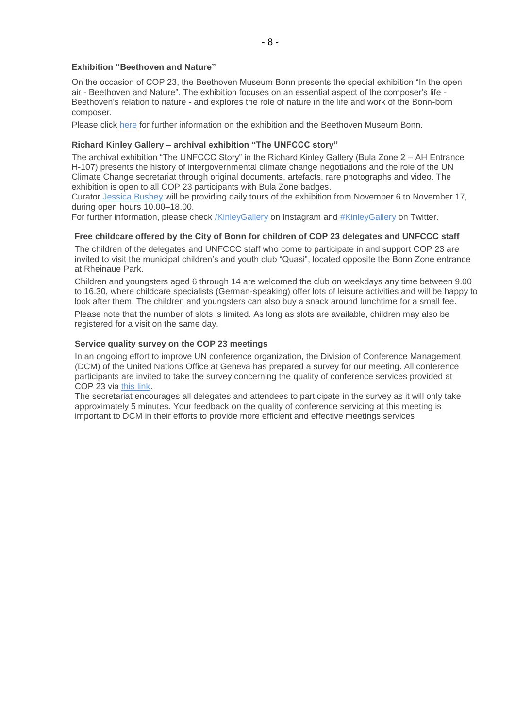**Exhibition “Beethoven and Nature”**

On the occasion of COP 23, the Beethoven Museum Bonn presents the special exhibition “In the open air - Beethoven and Nature”. The exhibition focuses on an essential aspect of the composer's life - Beethoven's relation to nature - and explores the role of nature in the life and work of the Bonn-born composer.

Please click here for further information on the exhibition and the Beethoven Museum Bonn.

**Richard Kinley Gallery – archival exhibition “The UNFCCC story”**

The archival exhibition “The UNFCCC Story” in the Richard Kinley Gallery (Bula Zone 2 – AH Entrance H-107) presents the history of intergovernmental climate change negotiations and the role of the UN Climate Change secretariat through original documents, artefacts, rare photographs and video. The exhibition is open to all COP 23 participants with Bula Zone badges.

Curator Jessica Bushey will be providing daily tours of the exhibition from November 6 to November 17, during open hours 10.00–18.00.

For further information, please check /KinleyGallery on Instagram and #KinleyGallery on Twitter.

**Free childcare offered by the City of Bonn for children of COP 23 delegates and UNFCCC staff**

The children of the delegates and UNFCCC staff who come to participate in and support COP 23 are invited to visit the municipal children’s and youth club “Quasi”, located opposite the Bonn Zone entrance at Rheinaue Park.

Children and youngsters aged 6 through 14 are welcomed the club on weekdays any time between 9.00 to 16.30, where childcare specialists (German-speaking) offer lots of leisure activities and will be happy to look after them. The children and youngsters can also buy a snack around lunchtime for a small fee.

Please note that the number of slots is limited. As long as slots are available, children may also be registered for a visit on the same day.

**Service quality survey on the COP 23 meetings**

In an ongoing effort to improve UN conference organization, the Division of Conference Management (DCM) of the United Nations Office at Geneva has prepared a survey for our meeting. All conference participants are invited to take the survey concerning the quality of conference services provided at COP 23 via this link.

The secretariat encourages all delegates and attendees to participate in the survey as it will only take approximately 5 minutes. Your feedback on the quality of conference servicing at this meeting is important to DCM in their efforts to provide more efficient and effective meetings services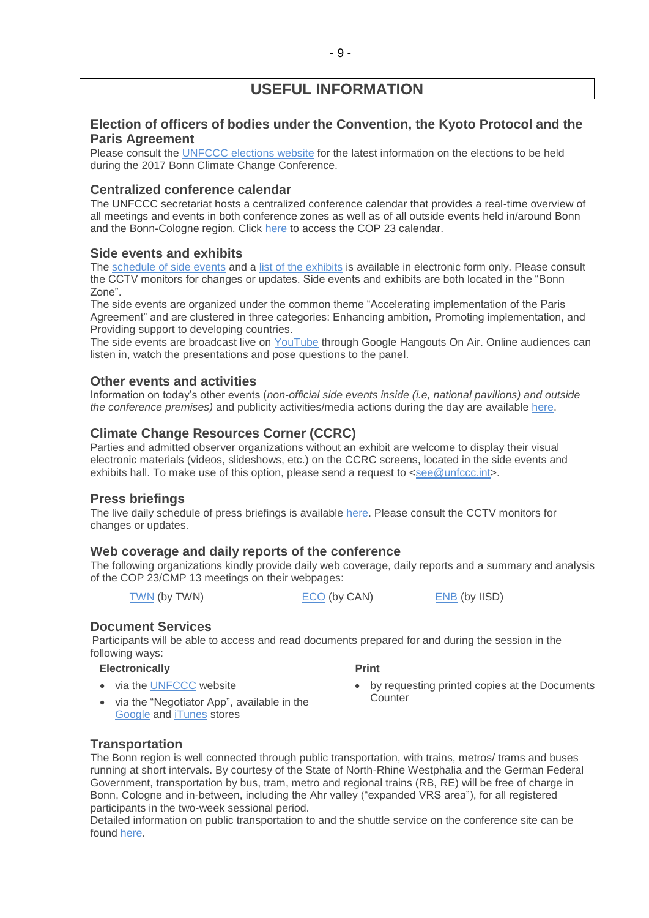# USEFUL INFORMATION

## Election of officers of bodies under the Convention, the Kyoto Protocol and the Paris Agreement

Please consult the UNFCCC elections website for the latest information on the elections to be held during the 2017 Bonn Climate Change Conference.

## Centralized conference calendar

The UNFCCC secretariat hosts a centralized conference calendar that provides a real-time overview of all meetings and events in both conference zones as well as of all outside events held in/around Bonn and the Bonn-Cologne region. Click here to access the COP 23 calendar.

## Side events and exhibits

The schedule of side events and a list of the exhibits is available in electronic form only. Please consult the CCTV monitors for changes or updates. Side events and exhibits are both located in the "Bonn Zone".

The side events are organized under the common theme "Accelerating implementation of the Paris Agreement" and are clustered in three categories: Enhancing ambition, Promoting implementation, and Providing support to developing countries.

The side events are broadcast live on YouTube through Google Hangouts On Air. Online audiences can listen in, watch the presentations and pose questions to the panel.

## Other events and activities

Information on today's other events (*non-official side events inside (i.e, national pavilions) and outside the conference premises)* and publicity activities/media actions during the day are available here.

## Climate Change Resources Corner (CCRC)

Parties and admitted observer organizations without an exhibit are welcome to display their visual electronic materials (videos, slideshows, etc.) on the CCRC screens, located in the side events and exhibits hall. To make use of this option, please send a request to <see@unfccc.int>.

## Press briefings

The live daily schedule of press briefings is available here. Please consult the CCTV monitors for changes or updates.

## Web coverage and daily reports of the conference

The following organizations kindly provide daily web coverage, daily reports and a summary and analysis of the COP 23/CMP 13 meetings on their webpages:

TWN (by TWN) ECO (by CAN) ENB (by IISD)

## Document Services

Participants will be able to access and read documents prepared for and during the session in the following ways:

**Electronically**

- via the UNFCCC website
- via the "Negotiator App", available in the Google and iTunes stores

**Print**

- by requesting printed copies at the Documents Counter

## Transportation

The Bonn region is well connected through public transportation, with trains, metros/ trams and buses running at short intervals. By courtesy of the State of North-Rhine Westphalia and the German Federal Government, transportation by bus, tram, metro and regional trains (RB, RE) will be free of charge in Bonn, Cologne and in-between, including the Ahr valley ("expanded VRS area"), for all registered participants in the two-week sessional period.

Detailed information on public transportation to and the shuttle service on the conference site can be found here.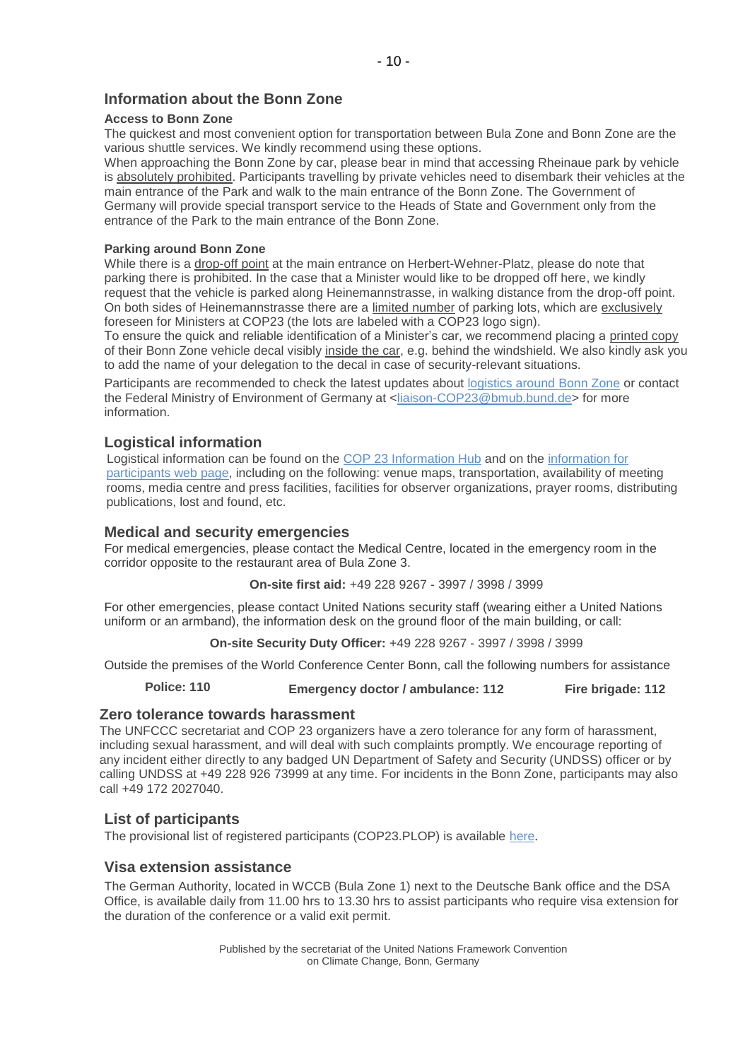## Information about the Bonn Zone

**Access to Bonn Zone**

The quickest and most convenient option for transportation between Bula Zone and Bonn Zone are the various shuttle services. We kindly recommend using these options.

When approaching the Bonn Zone by car, please bear in mind that accessing Rheinaue park by vehicle is absolutely prohibited. Participants travelling by private vehicles need to disembark their vehicles at the main entrance of the Park and walk to the main entrance of the Bonn Zone. The Government of Germany will provide special transport service to the Heads of State and Government only from the entrance of the Park to the main entrance of the Bonn Zone.

**Parking around Bonn Zone**

While there is a drop-off point at the main entrance on Herbert-Wehner-Platz, please do note that parking there is prohibited. In the case that a Minister would like to be dropped off here, we kindly request that the vehicle is parked along Heinemannstrasse, in walking distance from the drop-off point. On both sides of Heinemannstrasse there are a limited number of parking lots, which are exclusively foreseen for Ministers at COP23 (the lots are labeled with a COP23 logo sign).

To ensure the quick and reliable identification of a Minister's car, we recommend placing a printed copy of their Bonn Zone vehicle decal visibly inside the car, e.g. behind the windshield. We also kindly ask you to add the name of your delegation to the decal in case of security-relevant situations.

Participants are recommended to check the latest updates about logistics around Bonn Zone or contact the Federal Ministry of Environment of Germany at <liaison-COP23@bmub.bund.de> for more information.

## Logistical information

Logistical information can be found on the COP 23 Information Hub and on the information for participants web page, including on the following: venue maps, transportation, availability of meeting rooms, media centre and press facilities, facilities for observer organizations, prayer rooms, distributing publications, lost and found, etc.

## Medical and security emergencies

For medical emergencies, please contact the Medical Centre, located in the emergency room in the corridor opposite to the restaurant area of Bula Zone 3.

**On-site first aid:** +49 228 9267 - 3997 / 3998 / 3999

For other emergencies, please contact United Nations security staff (wearing either a United Nations uniform or an armband), the information desk on the ground floor of the main building, or call:

**On-site Security Duty Officer:** +49 228 9267 - 3997 / 3998 / 3999

Outside the premises of the World Conference Center Bonn, call the following numbers for assistance

**Police: 110** **Emergency doctor / ambulance: 112** **Fire brigade: 112**

## Zero tolerance towards harassment

The UNFCCC secretariat and COP 23 organizers have a zero tolerance for any form of harassment, including sexual harassment, and will deal with such complaints promptly. We encourage reporting of any incident either directly to any badged UN Department of Safety and Security (UNDSS) officer or by calling UNDSS at +49 228 926 73999 at any time. For incidents in the Bonn Zone, participants may also call +49 172 2027040.

## List of participants

The provisional list of registered participants (COP23.PLOP) is available here.

## Visa extension assistance

The German Authority, located in WCCB (Bula Zone 1) next to the Deutsche Bank office and the DSA Office, is available daily from 11.00 hrs to 13.30 hrs to assist participants who require visa extension for the duration of the conference or a valid exit permit.

Published by the secretariat of the United Nations Framework Convention on Climate Change, Bonn, Germany